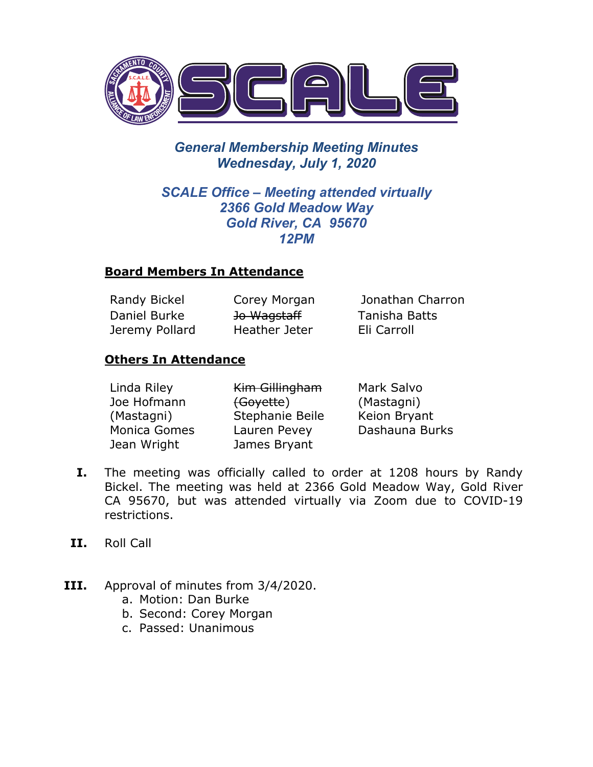# SCALE

## *General Membership Meeting Minutes*
## *Wednesday, July 1, 2020*

### *SCALE Office – Meeting attended virtually*
### *2366 Gold Meadow Way*
### *Gold River, CA 95670*
### *12PM*

**Board Members In Attendance**

| | | |
|---|---|---|
| Randy Bickel | Corey Morgan | Jonathan Charron |
| Daniel Burke | ~~Jo Wagstaff~~ | Tanisha Batts |
| Jeremy Pollard | Heather Jeter | Eli Carroll |

**Others In Attendance**

| | | |
|---|---|---|
| Linda Riley | ~~Kim Gillingham (Goyette)~~ | Mark Salvo (Mastagni) |
| Joe Hofmann (Mastagni) | Stephanie Beile | Keion Bryant |
| Monica Gomes | Lauren Pevey | Dashauna Burks |
| Jean Wright | James Bryant | |

I. The meeting was officially called to order at 1208 hours by Randy Bickel. The meeting was held at 2366 Gold Meadow Way, Gold River CA 95670, but was attended virtually via Zoom due to COVID-19 restrictions.

II. Roll Call

III. Approval of minutes from 3/4/2020.
   a. Motion: Dan Burke
   b. Second: Corey Morgan
   c. Passed: Unanimous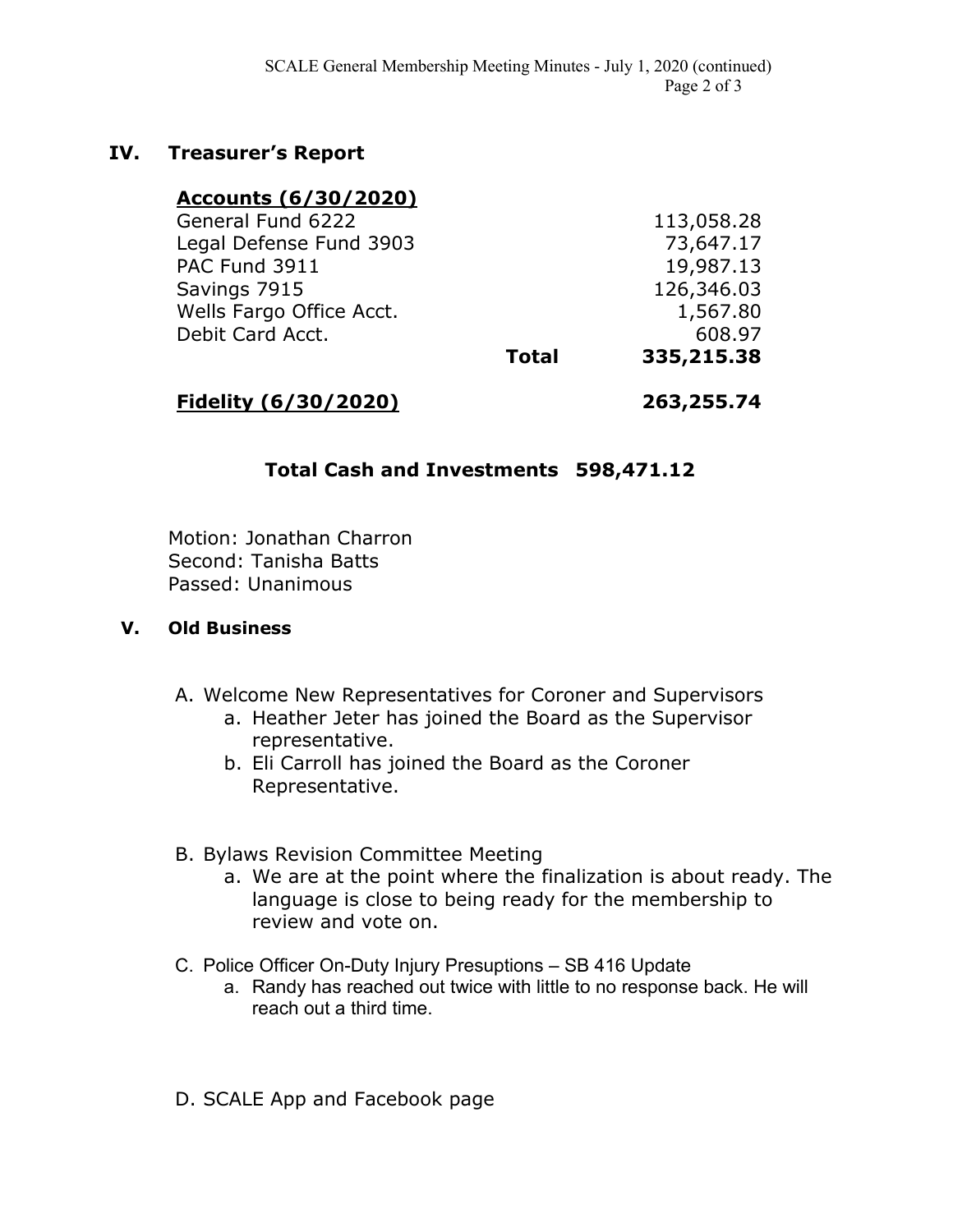## IV. Treasurer's Report

| **Accounts (6/30/2020)** | | |
|---|---|---|
| General Fund 6222 | | 113,058.28 |
| Legal Defense Fund 3903 | | 73,647.17 |
| PAC Fund 3911 | | 19,987.13 |
| Savings 7915 | | 126,346.03 |
| Wells Fargo Office Acct. | | 1,567.80 |
| Debit Card Acct. | | 608.97 |
| | **Total** | **335,215.38** |
| **Fidelity (6/30/2020)** | | **263,255.74** |

**Total Cash and Investments 598,471.12**

Motion: Jonathan Charron
Second: Tanisha Batts
Passed: Unanimous

## V. Old Business

A. Welcome New Representatives for Coroner and Supervisors
   a. Heather Jeter has joined the Board as the Supervisor representative.
   b. Eli Carroll has joined the Board as the Coroner Representative.

B. Bylaws Revision Committee Meeting
   a. We are at the point where the finalization is about ready. The language is close to being ready for the membership to review and vote on.

C. Police Officer On-Duty Injury Presuptions – SB 416 Update
   a. Randy has reached out twice with little to no response back. He will reach out a third time.

D. SCALE App and Facebook page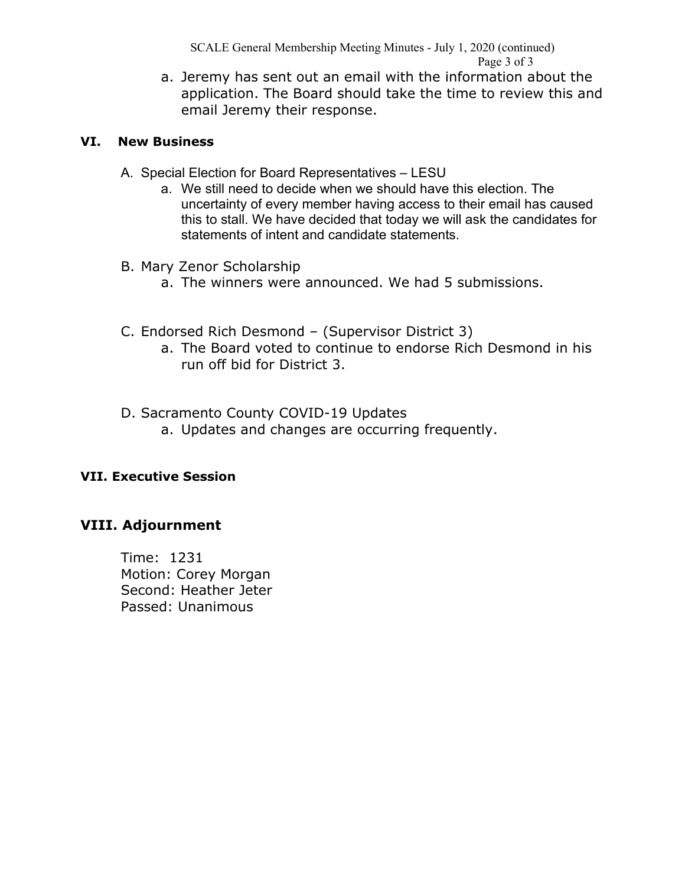a. Jeremy has sent out an email with the information about the application. The Board should take the time to review this and email Jeremy their response.

## VI. New Business

A. Special Election for Board Representatives – LESU

   a. We still need to decide when we should have this election. The uncertainty of every member having access to their email has caused this to stall. We have decided that today we will ask the candidates for statements of intent and candidate statements.

B. Mary Zenor Scholarship

   a. The winners were announced. We had 5 submissions.

C. Endorsed Rich Desmond – (Supervisor District 3)

   a. The Board voted to continue to endorse Rich Desmond in his run off bid for District 3.

D. Sacramento County COVID-19 Updates

   a. Updates and changes are occurring frequently.

## VII. Executive Session

## VIII. Adjournment

Time: 1231
Motion: Corey Morgan
Second: Heather Jeter
Passed: Unanimous